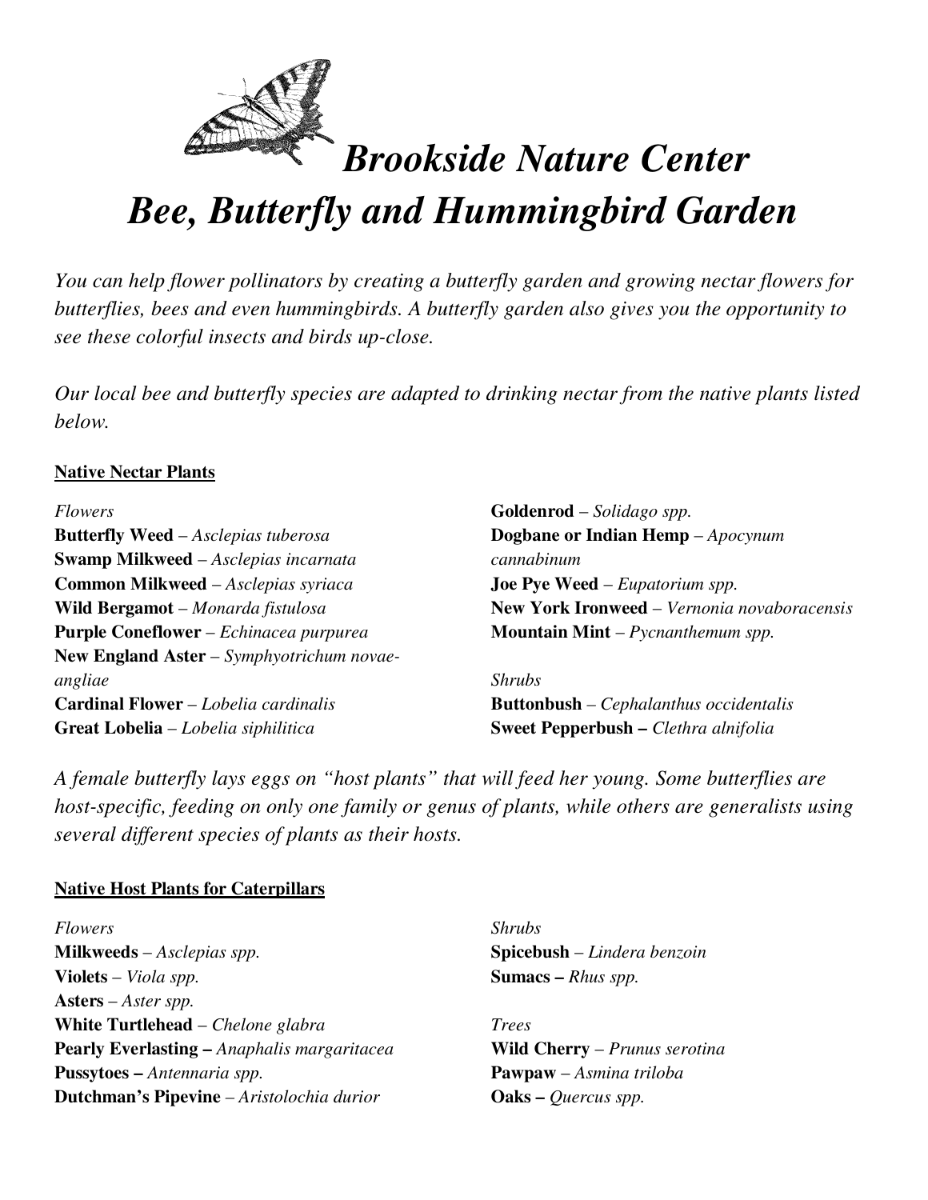// Brookside Nature Center
# *Brookside Nature Center*
# *Bee, Butterfly and Hummingbird Garden*

*You can help flower pollinators by creating a butterfly garden and growing nectar flowers for butterflies, bees and even hummingbirds. A butterfly garden also gives you the opportunity to see these colorful insects and birds up-close.*

*Our local bee and butterfly species are adapted to drinking nectar from the native plants listed below.*

## Native Nectar Plants

*Flowers*

**Butterfly Weed** – *Asclepias tuberosa*
**Swamp Milkweed** – *Asclepias incarnata*
**Common Milkweed** – *Asclepias syriaca*
**Wild Bergamot** – *Monarda fistulosa*
**Purple Coneflower** – *Echinacea purpurea*
**New England Aster** – *Symphyotrichum novae-angliae*
**Cardinal Flower** – *Lobelia cardinalis*
**Great Lobelia** – *Lobelia siphilitica*
**Goldenrod** – *Solidago spp.*
**Dogbane or Indian Hemp** – *Apocynum cannabinum*
**Joe Pye Weed** – *Eupatorium spp.*
**New York Ironweed** – *Vernonia novaboracensis*
**Mountain Mint** – *Pycnanthemum spp.*

*Shrubs*

**Buttonbush** – *Cephalanthus occidentalis*
**Sweet Pepperbush** – *Clethra alnifolia*

*A female butterfly lays eggs on "host plants" that will feed her young. Some butterflies are host-specific, feeding on only one family or genus of plants, while others are generalists using several different species of plants as their hosts.*

## Native Host Plants for Caterpillars

*Flowers*

**Milkweeds** – *Asclepias spp.*
**Violets** – *Viola spp.*
**Asters** – *Aster spp.*
**White Turtlehead** – *Chelone glabra*
**Pearly Everlasting** – *Anaphalis margaritacea*
**Pussytoes** – *Antennaria spp.*
**Dutchman's Pipevine** – *Aristolochia durior*

*Shrubs*

**Spicebush** – *Lindera benzoin*
**Sumacs** – *Rhus spp.*

*Trees*

**Wild Cherry** – *Prunus serotina*
**Pawpaw** – *Asmina triloba*
**Oaks** – *Quercus spp.*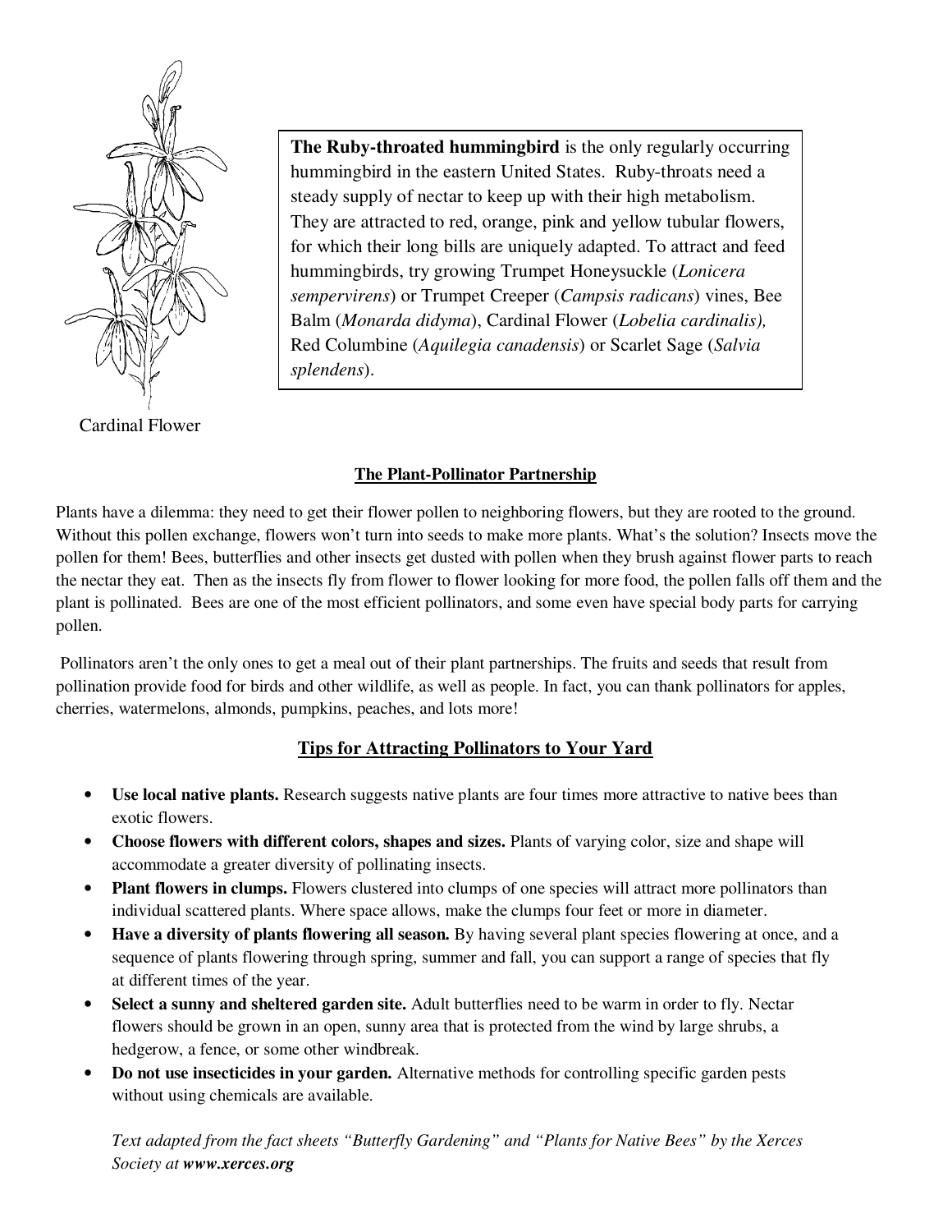**The Ruby-throated hummingbird** is the only regularly occurring hummingbird in the eastern United States. Ruby-throats need a steady supply of nectar to keep up with their high metabolism. They are attracted to red, orange, pink and yellow tubular flowers, for which their long bills are uniquely adapted. To attract and feed hummingbirds, try growing Trumpet Honeysuckle (*Lonicera sempervirens*) or Trumpet Creeper (*Campsis radicans*) vines, Bee Balm (*Monarda didyma*), Cardinal Flower (*Lobelia cardinalis),* Red Columbine (*Aquilegia canadensis*) or Scarlet Sage (*Salvia splendens*).

Cardinal Flower

## The Plant-Pollinator Partnership

Plants have a dilemma: they need to get their flower pollen to neighboring flowers, but they are rooted to the ground. Without this pollen exchange, flowers won't turn into seeds to make more plants. What's the solution? Insects move the pollen for them! Bees, butterflies and other insects get dusted with pollen when they brush against flower parts to reach the nectar they eat. Then as the insects fly from flower to flower looking for more food, the pollen falls off them and the plant is pollinated. Bees are one of the most efficient pollinators, and some even have special body parts for carrying pollen.

Pollinators aren't the only ones to get a meal out of their plant partnerships. The fruits and seeds that result from pollination provide food for birds and other wildlife, as well as people. In fact, you can thank pollinators for apples, cherries, watermelons, almonds, pumpkins, peaches, and lots more!

## Tips for Attracting Pollinators to Your Yard

- **Use local native plants.** Research suggests native plants are four times more attractive to native bees than exotic flowers.
- **Choose flowers with different colors, shapes and sizes.** Plants of varying color, size and shape will accommodate a greater diversity of pollinating insects.
- **Plant flowers in clumps.** Flowers clustered into clumps of one species will attract more pollinators than individual scattered plants. Where space allows, make the clumps four feet or more in diameter.
- **Have a diversity of plants flowering all season.** By having several plant species flowering at once, and a sequence of plants flowering through spring, summer and fall, you can support a range of species that fly at different times of the year.
- **Select a sunny and sheltered garden site.** Adult butterflies need to be warm in order to fly. Nectar flowers should be grown in an open, sunny area that is protected from the wind by large shrubs, a hedgerow, a fence, or some other windbreak.
- **Do not use insecticides in your garden.** Alternative methods for controlling specific garden pests without using chemicals are available.

*Text adapted from the fact sheets "Butterfly Gardening" and "Plants for Native Bees" by the Xerces Society at* ***www.xerces.org***